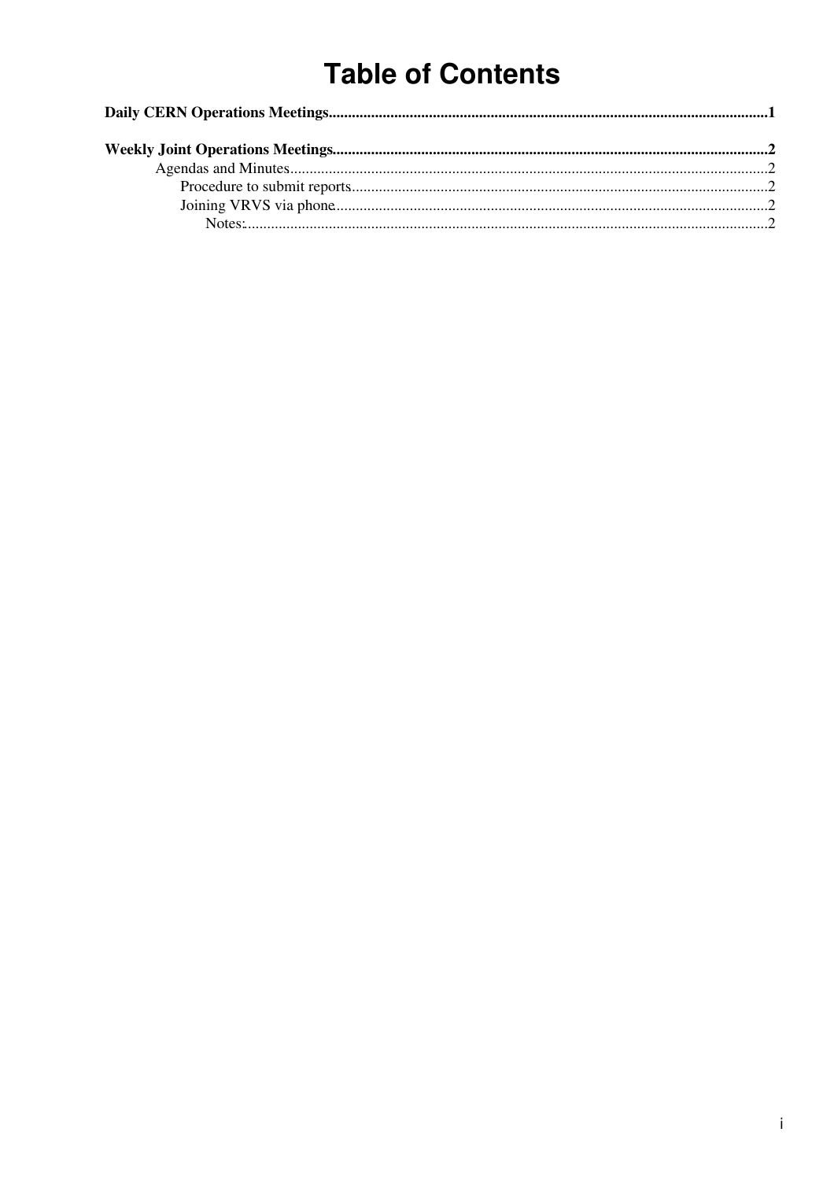# Table of Contents

**Daily CERN Operations Meetings**......1

**Weekly Joint Operations Meetings**......2

- Agendas and Minutes......2
  - Procedure to submit reports......2
  - Joining VRVS via phone......2
    - Notes:......2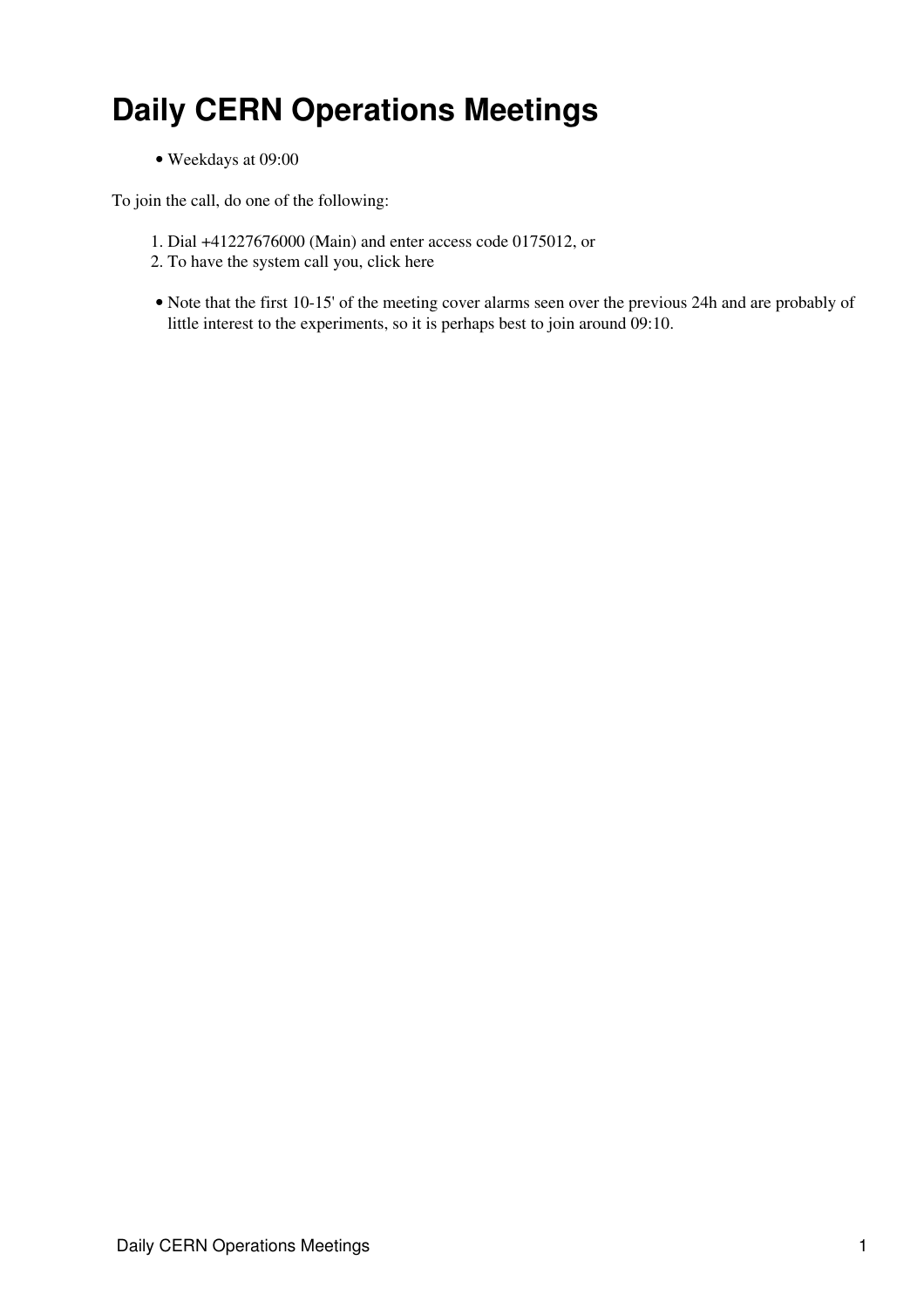# Daily CERN Operations Meetings

- Weekdays at 09:00

To join the call, do one of the following:

1. Dial +41227676000 (Main) and enter access code 0175012, or
2. To have the system call you, click here

- Note that the first 10-15' of the meeting cover alarms seen over the previous 24h and are probably of little interest to the experiments, so it is perhaps best to join around 09:10.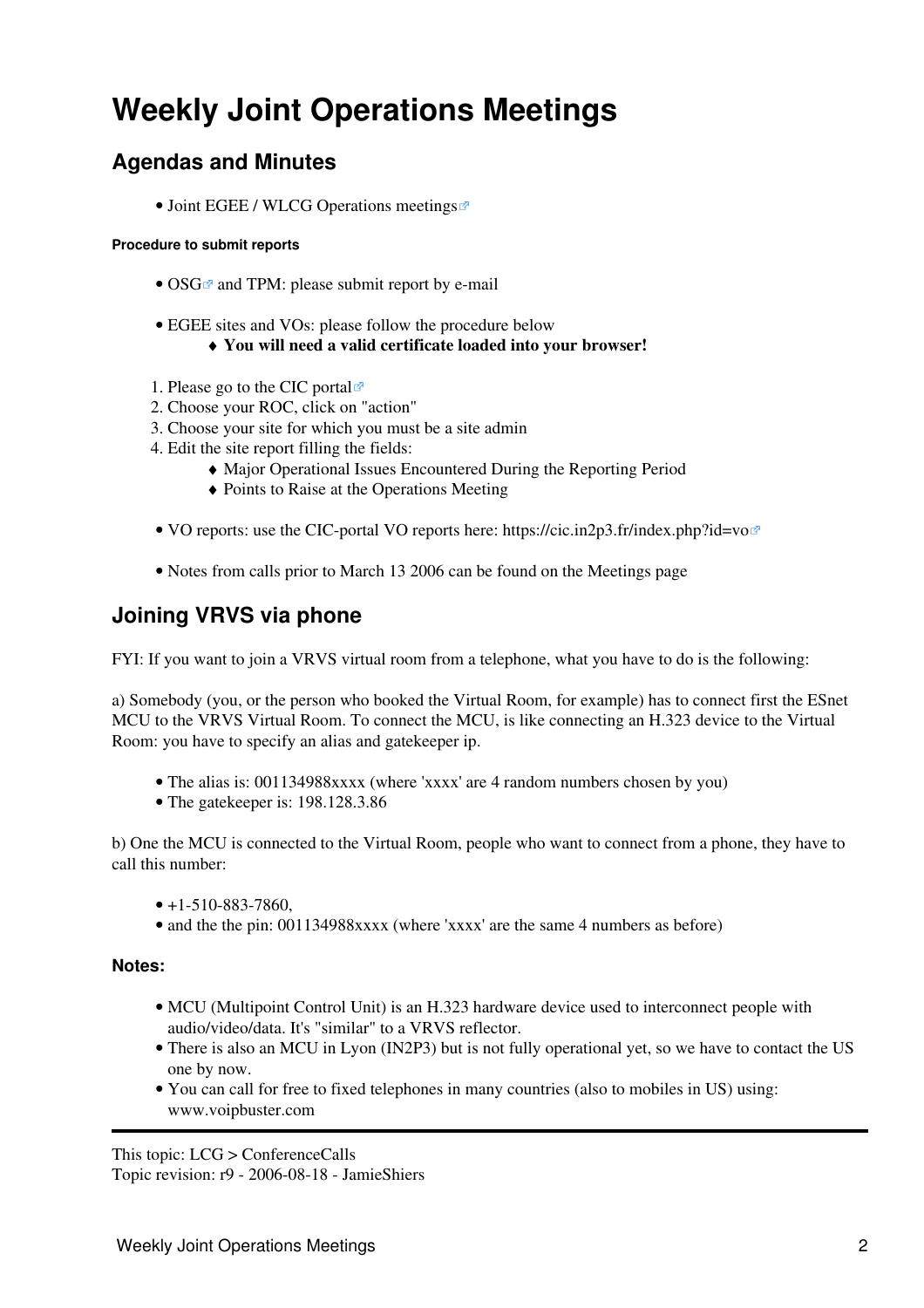# Weekly Joint Operations Meetings

## Agendas and Minutes

- Joint EGEE / WLCG Operations meetings

#### Procedure to submit reports

- OSG and TPM: please submit report by e-mail

- EGEE sites and VOs: please follow the procedure below
    - **You will need a valid certificate loaded into your browser!**

1. Please go to the CIC portal
2. Choose your ROC, click on "action"
3. Choose your site for which you must be a site admin
4. Edit the site report filling the fields:
    - Major Operational Issues Encountered During the Reporting Period
    - Points to Raise at the Operations Meeting

- VO reports: use the CIC-portal VO reports here: https://cic.in2p3.fr/index.php?id=vo

- Notes from calls prior to March 13 2006 can be found on the Meetings page

## Joining VRVS via phone

FYI: If you want to join a VRVS virtual room from a telephone, what you have to do is the following:

a) Somebody (you, or the person who booked the Virtual Room, for example) has to connect first the ESnet MCU to the VRVS Virtual Room. To connect the MCU, is like connecting an H.323 device to the Virtual Room: you have to specify an alias and gatekeeper ip.

- The alias is: 001134988xxxx (where 'xxxx' are 4 random numbers chosen by you)
- The gatekeeper is: 198.128.3.86

b) One the MCU is connected to the Virtual Room, people who want to connect from a phone, they have to call this number:

- +1-510-883-7860,
- and the the pin: 001134988xxxx (where 'xxxx' are the same 4 numbers as before)

### Notes:

- MCU (Multipoint Control Unit) is an H.323 hardware device used to interconnect people with audio/video/data. It's "similar" to a VRVS reflector.
- There is also an MCU in Lyon (IN2P3) but is not fully operational yet, so we have to contact the US one by now.
- You can call for free to fixed telephones in many countries (also to mobiles in US) using: www.voipbuster.com

---

This topic: LCG > ConferenceCalls
Topic revision: r9 - 2006-08-18 - JamieShiers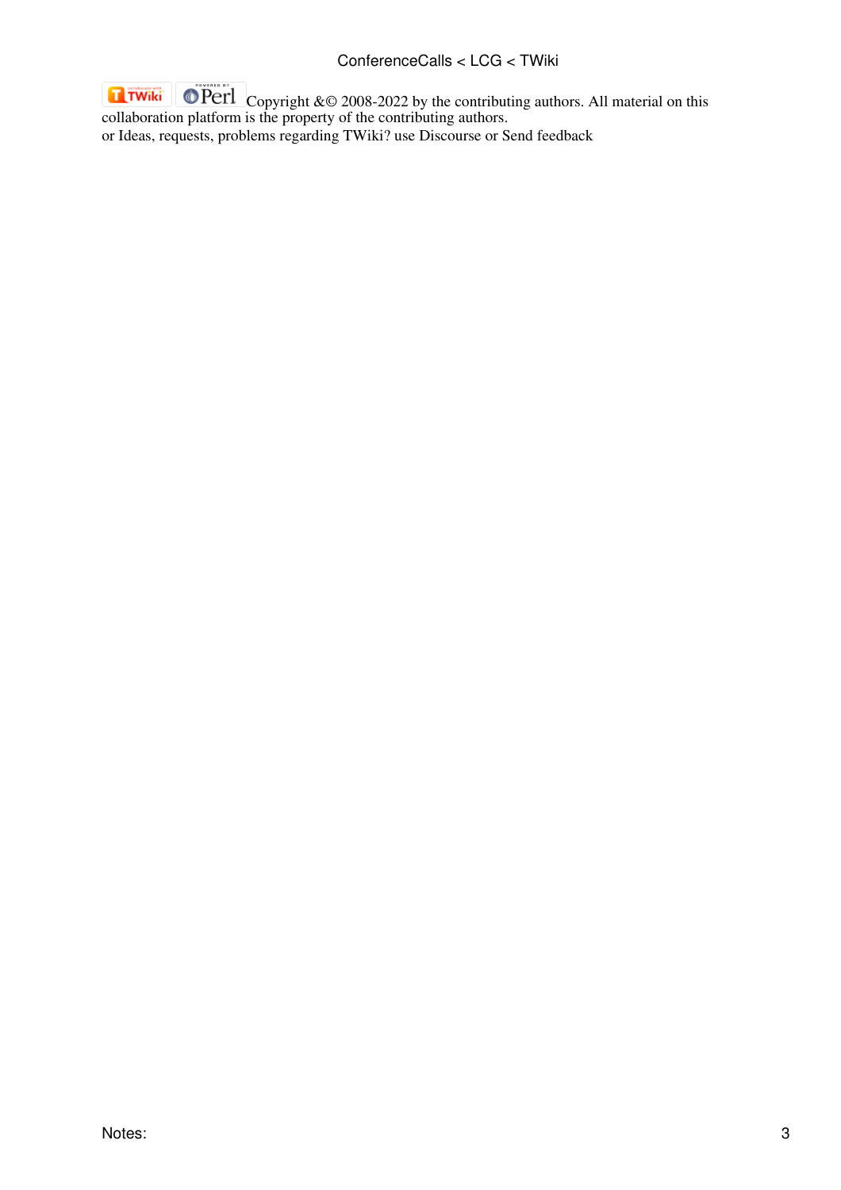Copyright &© 2008-2022 by the contributing authors. All material on this collaboration platform is the property of the contributing authors.
or Ideas, requests, problems regarding TWiki? use Discourse or Send feedback